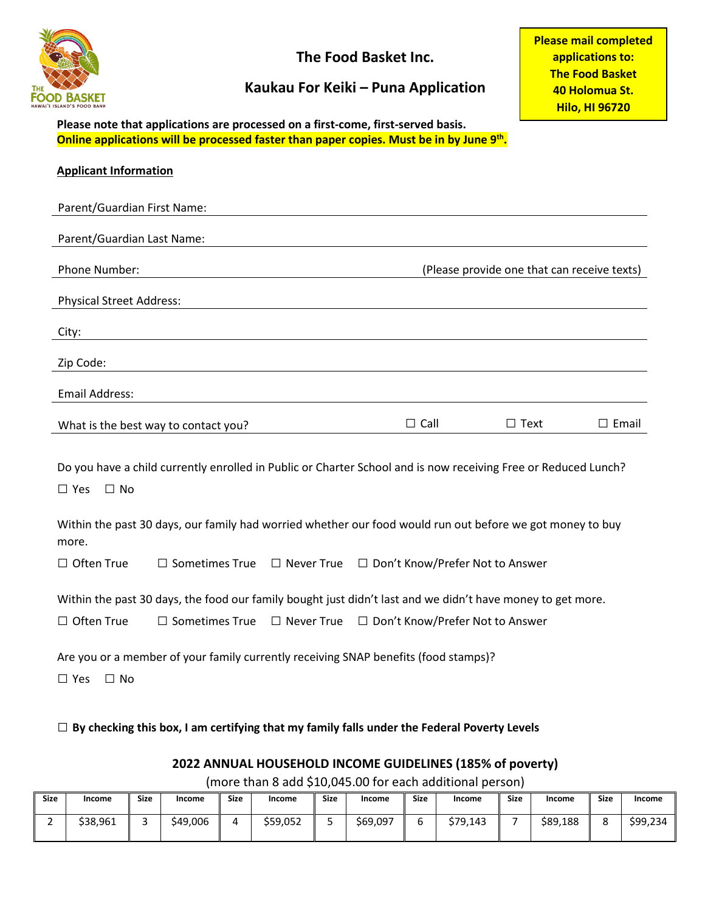# The Food Basket Inc.

## Kaukau For Keiki – Puna Application

**Please mail completed applications to:**
**The Food Basket**
**40 Holomua St.**
**Hilo, HI 96720**

**Please note that applications are processed on a first-come, first-served basis.**
**Online applications will be processed faster than paper copies. Must be in by June 9th.**

**Applicant Information**

Parent/Guardian First Name: ______________________________

Parent/Guardian Last Name: ______________________________

Phone Number: ______________________________ (Please provide one that can receive texts)

Physical Street Address: ______________________________

City: ______________________________

Zip Code: ______________________________

Email Address: ______________________________

What is the best way to contact you? ☐ Call ☐ Text ☐ Email

Do you have a child currently enrolled in Public or Charter School and is now receiving Free or Reduced Lunch?

☐ Yes ☐ No

Within the past 30 days, our family had worried whether our food would run out before we got money to buy more.

☐ Often True ☐ Sometimes True ☐ Never True ☐ Don't Know/Prefer Not to Answer

Within the past 30 days, the food our family bought just didn't last and we didn't have money to get more.

☐ Often True ☐ Sometimes True ☐ Never True ☐ Don't Know/Prefer Not to Answer

Are you or a member of your family currently receiving SNAP benefits (food stamps)?

☐ Yes ☐ No

☐ **By checking this box, I am certifying that my family falls under the Federal Poverty Levels**

### 2022 ANNUAL HOUSEHOLD INCOME GUIDELINES (185% of poverty)

(more than 8 add $10,045.00 for each additional person)

| Size | Income | Size | Income | Size | Income | Size | Income | Size | Income | Size | Income | Size | Income |
|---|---|---|---|---|---|---|---|---|---|---|---|---|---|
| 2 | $38,961 | 3 | $49,006 | 4 | $59,052 | 5 | $69,097 | 6 | $79,143 | 7 | $89,188 | 8 | $99,234 |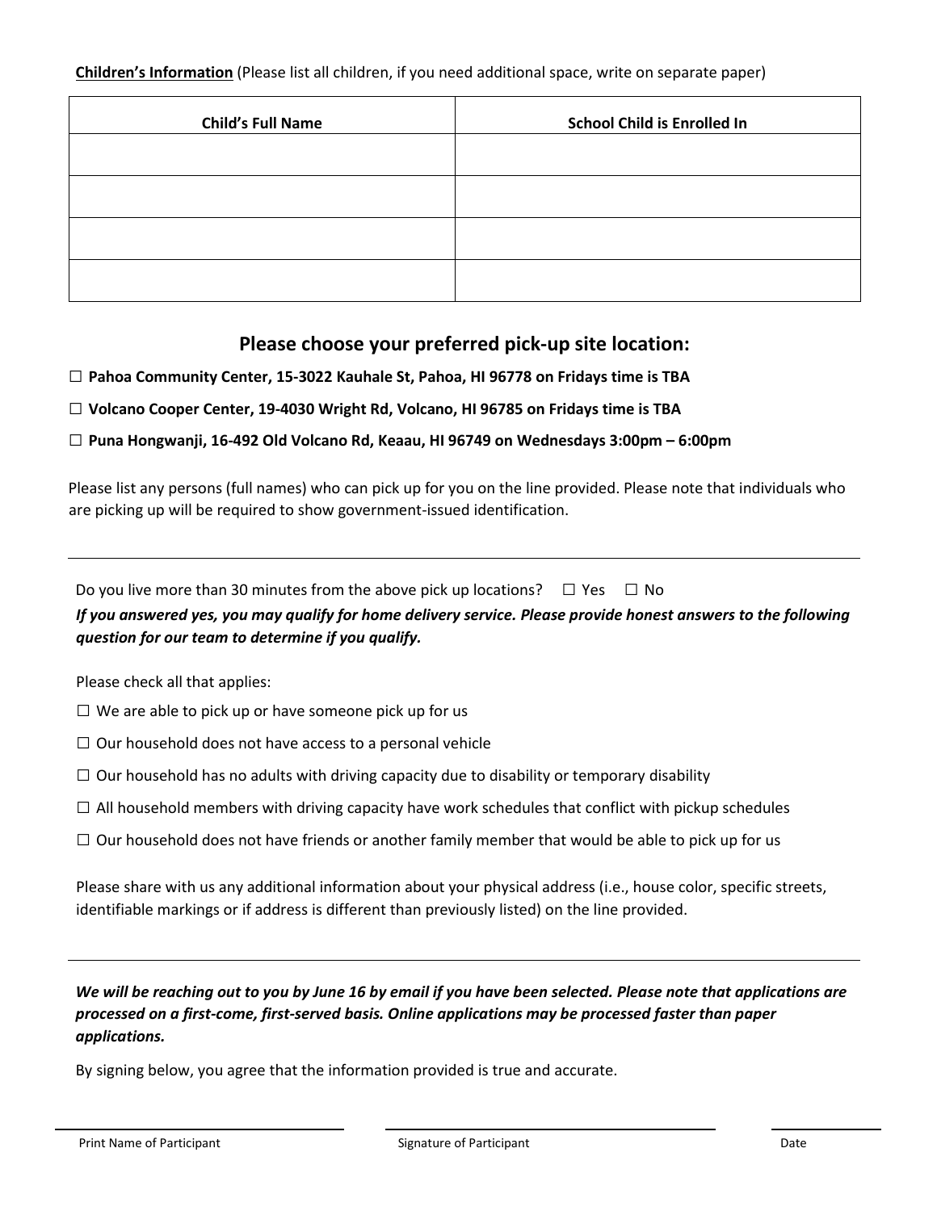**Children's Information** (Please list all children, if you need additional space, write on separate paper)

| Child's Full Name | School Child is Enrolled In |
|---|---|
| | |
| | |
| | |
| | |

## Please choose your preferred pick-up site location:

☐ **Pahoa Community Center, 15-3022 Kauhale St, Pahoa, HI 96778 on Fridays time is TBA**

☐ **Volcano Cooper Center, 19-4030 Wright Rd, Volcano, HI 96785 on Fridays time is TBA**

☐ **Puna Hongwanji, 16-492 Old Volcano Rd, Keaau, HI 96749 on Wednesdays 3:00pm – 6:00pm**

Please list any persons (full names) who can pick up for you on the line provided. Please note that individuals who are picking up will be required to show government-issued identification.

---

Do you live more than 30 minutes from the above pick up locations? ☐ Yes ☐ No

***If you answered yes, you may qualify for home delivery service. Please provide honest answers to the following question for our team to determine if you qualify.***

Please check all that applies:

☐ We are able to pick up or have someone pick up for us

☐ Our household does not have access to a personal vehicle

☐ Our household has no adults with driving capacity due to disability or temporary disability

☐ All household members with driving capacity have work schedules that conflict with pickup schedules

☐ Our household does not have friends or another family member that would be able to pick up for us

Please share with us any additional information about your physical address (i.e., house color, specific streets, identifiable markings or if address is different than previously listed) on the line provided.

---

***We will be reaching out to you by June 16 by email if you have been selected. Please note that applications are processed on a first-come, first-served basis. Online applications may be processed faster than paper applications.***

By signing below, you agree that the information provided is true and accurate.

| Print Name of Participant | Signature of Participant | Date |
|---|---|---|